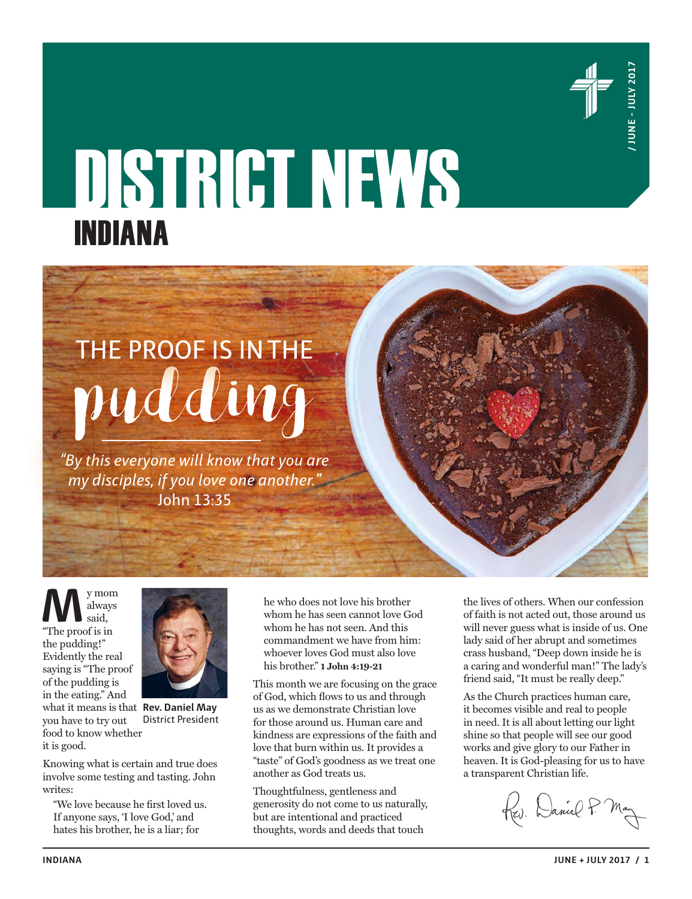# DISTRICT NEWS
## INDIANA

/ JUNE - JULY 2017

# THE PROOF IS IN THE pudding

*"By this everyone will know that you are my disciples, if you love one another."*
John 13:35

My mom always said, "The proof is in the pudding!" Evidently the real saying is "The proof of the pudding is in the eating." And what it means is that you have to try out food to know whether it is good.

**Rev. Daniel May**
District President

Knowing what is certain and true does involve some testing and tasting. John writes:

> "We love because he first loved us. If anyone says, 'I love God,' and hates his brother, he is a liar; for he who does not love his brother whom he has seen cannot love God whom he has not seen. And this commandment we have from him: whoever loves God must also love his brother." **1 John 4:19-21**

This month we are focusing on the grace of God, which flows to us and through us as we demonstrate Christian love for those around us. Human care and kindness are expressions of the faith and love that burn within us. It provides a "taste" of God's goodness as we treat one another as God treats us.

Thoughtfulness, gentleness and generosity do not come to us naturally, but are intentional and practiced thoughts, words and deeds that touch the lives of others. When our confession of faith is not acted out, those around us will never guess what is inside of us. One lady said of her abrupt and sometimes crass husband, "Deep down inside he is a caring and wonderful man!" The lady's friend said, "It must be really deep."

As the Church practices human care, it becomes visible and real to people in need. It is all about letting our light shine so that people will see our good works and give glory to our Father in heaven. It is God-pleasing for us to have a transparent Christian life.

Rev. Daniel P. May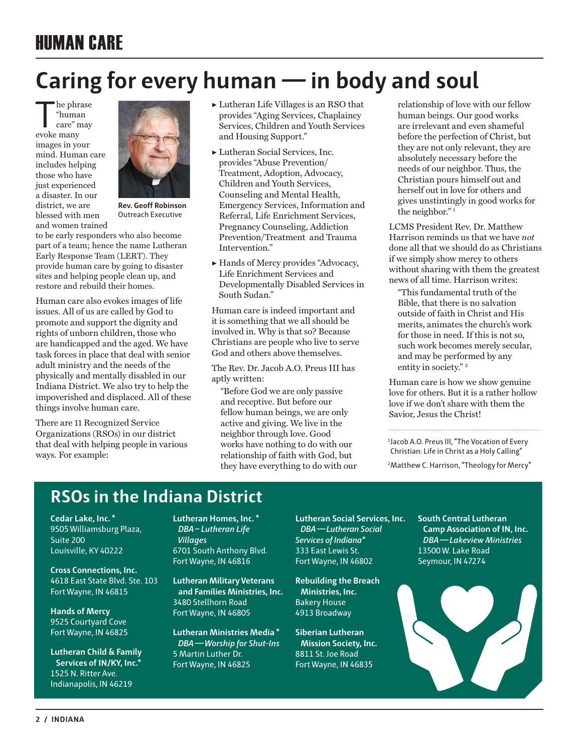# HUMAN CARE

## Caring for every human — in body and soul

The phrase "human care" may evoke many images in your mind. Human care includes helping those who have just experienced a disaster. In our district, we are blessed with men and women trained to be early responders who also become part of a team; hence the name Lutheran Early Response Team (LERT). They provide human care by going to disaster sites and helping people clean up, and restore and rebuild their homes.

**Rev. Geoff Robinson**
Outreach Executive

Human care also evokes images of life issues. All of us are called by God to promote and support the dignity and rights of unborn children, those who are handicapped and the aged. We have task forces in place that deal with senior adult ministry and the needs of the physically and mentally disabled in our Indiana District. We also try to help the impoverished and displaced. All of these things involve human care.

There are 11 Recognized Service Organizations (RSOs) in our district that deal with helping people in various ways. For example:

- Lutheran Life Villages is an RSO that provides "Aging Services, Chaplaincy Services, Children and Youth Services and Housing Support."
- Lutheran Social Services, Inc. provides "Abuse Prevention/ Treatment, Adoption, Advocacy, Children and Youth Services, Counseling and Mental Health, Emergency Services, Information and Referral, Life Enrichment Services, Pregnancy Counseling, Addiction Prevention/Treatment and Trauma Intervention."
- Hands of Mercy provides "Advocacy, Life Enrichment Services and Developmentally Disabled Services in South Sudan."

Human care is indeed important and it is something that we all should be involved in. Why is that so? Because Christians are people who live to serve God and others above themselves.

The Rev. Dr. Jacob A.O. Preus III has aptly written:

> "Before God we are only passive and receptive. But before our fellow human beings, we are only active and giving. We live in the neighbor through love. Good works have nothing to do with our relationship of faith with God, but they have everything to do with our relationship of love with our fellow human beings. Our good works are irrelevant and even shameful before the perfection of Christ, but they are not only relevant, they are absolutely necessary before the needs of our neighbor. Thus, the Christian pours himself out and herself out in love for others and gives unstintingly in good works for the neighbor." [1]

LCMS President Rev. Dr. Matthew Harrison reminds us that we have *not* done all that we should do as Christians if we simply show mercy to others without sharing with them the greatest news of all time. Harrison writes:

> "This fundamental truth of the Bible, that there is no salvation outside of faith in Christ and His merits, animates the church's work for those in need. If this is not so, such work becomes merely secular, and may be performed by any entity in society." [2]

Human care is how we show genuine love for others. But it is a rather hollow love if we don't share with them the Savior, Jesus the Christ!

[1] Jacob A.O. Preus III, "The Vocation of Every Christian: Life in Christ as a Holy Calling"

[2] Matthew C. Harrison, "Theology for Mercy"

## RSOs in the Indiana District

**Cedar Lake, Inc. ***
9505 Williamsburg Plaza, Suite 200
Louisville, KY 40222

**Cross Connections, Inc.**
4618 East State Blvd. Ste. 103
Fort Wayne, IN 46815

**Hands of Mercy**
9525 Courtyard Cove
Fort Wayne, IN 46825

**Lutheran Child & Family Services of IN/KY, Inc.***
1525 N. Ritter Ave.
Indianapolis, IN 46219

**Lutheran Homes, Inc. ***
*DBA – Lutheran Life Villages*
6701 South Anthony Blvd.
Fort Wayne, IN 46816

**Lutheran Military Veterans and Families Ministries, Inc.**
3480 Stellhorn Road
Fort Wayne, IN 46805

**Lutheran Ministries Media ***
*DBA — Worship for Shut-Ins*
5 Martin Luther Dr.
Fort Wayne, IN 46825

**Lutheran Social Services, Inc.**
*DBA — Lutheran Social Services of Indiana**
333 East Lewis St.
Fort Wayne, IN 46802

**Rebuilding the Breach Ministries, Inc.**
Bakery House
4913 Broadway

**Siberian Lutheran Mission Society, Inc.**
8811 St. Joe Road
Fort Wayne, IN 46835

**South Central Lutheran Camp Association of IN, Inc.**
*DBA — Lakeview Ministries*
13500 W. Lake Road
Seymour, IN 47274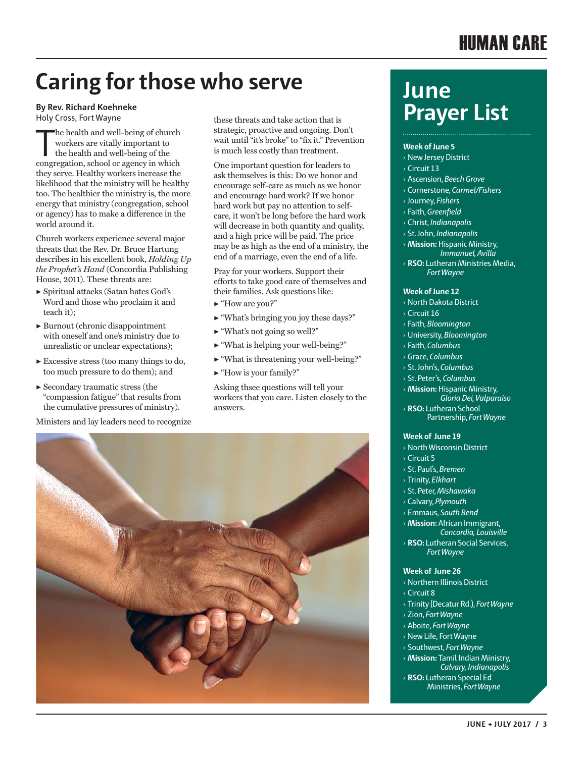# Caring for those who serve

**By Rev. Richard Koehneke**
Holy Cross, Fort Wayne

The health and well-being of church workers are vitally important to the health and well-being of the congregation, school or agency in which they serve. Healthy workers increase the likelihood that the ministry will be healthy too. The healthier the ministry is, the more energy that ministry (congregation, school or agency) has to make a difference in the world around it.

Church workers experience several major threats that the Rev. Dr. Bruce Hartung describes in his excellent book, *Holding Up the Prophet's Hand* (Concordia Publishing House, 2011). These threats are:

- Spiritual attacks (Satan hates God's Word and those who proclaim it and teach it);
- Burnout (chronic disappointment with oneself and one's ministry due to unrealistic or unclear expectations);
- Excessive stress (too many things to do, too much pressure to do them); and
- Secondary traumatic stress (the "compassion fatigue" that results from the cumulative pressures of ministry).

Ministers and lay leaders need to recognize these threats and take action that is strategic, proactive and ongoing. Don't wait until "it's broke" to "fix it." Prevention is much less costly than treatment.

One important question for leaders to ask themselves is this: Do we honor and encourage self-care as much as we honor and encourage hard work? If we honor hard work but pay no attention to self-care, it won't be long before the hard work will decrease in both quantity and quality, and a high price will be paid. The price may be as high as the end of a ministry, the end of a marriage, even the end of a life.

Pray for your workers. Support their efforts to take good care of themselves and their families. Ask questions like:

- "How are you?"
- "What's bringing you joy these days?"
- "What's not going so well?"
- "What is helping your well-being?"
- "What is threatening your well-being?"
- "How is your family?"

Asking thsee questions will tell your workers that you care. Listen closely to the answers.

## June Prayer List

**Week of June 5**
- New Jersey District
- Circuit 13
- Ascension, *Beech Grove*
- Cornerstone, *Carmel/Fishers*
- Journey, *Fishers*
- Faith, *Greenfield*
- Christ, *Indianapolis*
- St. John, *Indianapolis*
- **Mission:** Hispanic Ministry, *Immanuel, Avilla*
- **RSO:** Lutheran Ministries Media, *Fort Wayne*

**Week of June 12**
- North Dakota District
- Circuit 16
- Faith, *Bloomington*
- University, *Bloomington*
- Faith, *Columbus*
- Grace, *Columbus*
- St. John's, *Columbus*
- St. Peter's, *Columbus*
- **Mission:** Hispanic Ministry, *Gloria Dei, Valparaiso*
- **RSO:** Lutheran School Partnership, *Fort Wayne*

**Week of June 19**
- North Wisconsin District
- Circuit 5
- St. Paul's, *Bremen*
- Trinity, *Elkhart*
- St. Peter, *Mishawaka*
- Calvary, *Plymouth*
- Emmaus, *South Bend*
- **Mission:** African Immigrant, *Concordia, Louisville*
- **RSO:** Lutheran Social Services, *Fort Wayne*

**Week of June 26**
- Northern Illinois District
- Circuit 8
- Trinity (Decatur Rd.), *Fort Wayne*
- Zion, *Fort Wayne*
- Aboite, *Fort Wayne*
- New Life, Fort Wayne
- Southwest, *Fort Wayne*
- **Mission:** Tamil Indian Ministry, *Calvary, Indianapolis*
- **RSO:** Lutheran Special Ed Ministries, *Fort Wayne*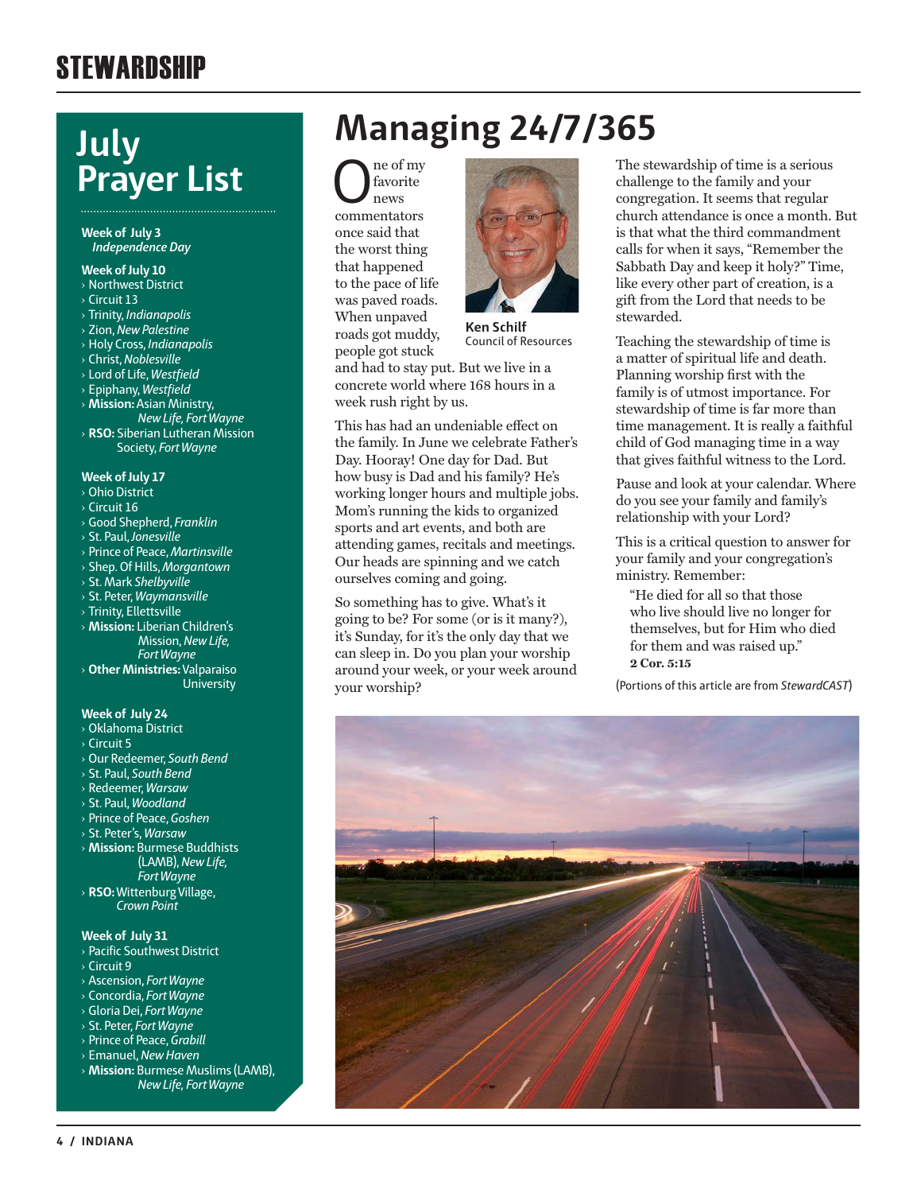# STEWARDSHIP

## July Prayer List

**Week of July 3**
*Independence Day*

**Week of July 10**
- Northwest District
- Circuit 13
- Trinity, *Indianapolis*
- Zion, *New Palestine*
- Holy Cross, *Indianapolis*
- Christ, *Noblesville*
- Lord of Life, *Westfield*
- Epiphany, *Westfield*
- **Mission:** Asian Ministry, *New Life, Fort Wayne*
- **RSO:** Siberian Lutheran Mission Society, *Fort Wayne*

**Week of July 17**
- Ohio District
- Circuit 16
- Good Shepherd, *Franklin*
- St. Paul, *Jonesville*
- Prince of Peace, *Martinsville*
- Shep. Of Hills, *Morgantown*
- St. Mark *Shelbyville*
- St. Peter, *Waymansville*
- Trinity, Ellettsville
- **Mission:** Liberian Children's Mission, *New Life, Fort Wayne*
- **Other Ministries:** Valparaiso University

**Week of July 24**
- Oklahoma District
- Circuit 5
- Our Redeemer, *South Bend*
- St. Paul, *South Bend*
- Redeemer, *Warsaw*
- St. Paul, *Woodland*
- Prince of Peace, *Goshen*
- St. Peter's, *Warsaw*
- **Mission:** Burmese Buddhists (LAMB), *New Life, Fort Wayne*
- **RSO:** Wittenburg Village, *Crown Point*

**Week of July 31**
- Pacific Southwest District
- Circuit 9
- Ascension, *Fort Wayne*
- Concordia, *Fort Wayne*
- Gloria Dei, *Fort Wayne*
- St. Peter, *Fort Wayne*
- Prince of Peace, *Grabill*
- Emanuel, *New Haven*
- **Mission:** Burmese Muslims (LAMB), *New Life, Fort Wayne*

# Managing 24/7/365

**Ken Schilf**
Council of Resources

One of my favorite news commentators once said that the worst thing that happened to the pace of life was paved roads. When unpaved roads got muddy, people got stuck and had to stay put. But we live in a concrete world where 168 hours in a week rush right by us.

This has had an undeniable effect on the family. In June we celebrate Father's Day. Hooray! One day for Dad. But how busy is Dad and his family? He's working longer hours and multiple jobs. Mom's running the kids to organized sports and art events, and both are attending games, recitals and meetings. Our heads are spinning and we catch ourselves coming and going.

So something has to give. What's it going to be? For some (or is it many?), it's Sunday, for it's the only day that we can sleep in. Do you plan your worship around your week, or your week around your worship?

The stewardship of time is a serious challenge to the family and your congregation. It seems that regular church attendance is once a month. But is that what the third commandment calls for when it says, "Remember the Sabbath Day and keep it holy?" Time, like every other part of creation, is a gift from the Lord that needs to be stewarded.

Teaching the stewardship of time is a matter of spiritual life and death. Planning worship first with the family is of utmost importance. For stewardship of time is far more than time management. It is really a faithful child of God managing time in a way that gives faithful witness to the Lord.

Pause and look at your calendar. Where do you see your family and family's relationship with your Lord?

This is a critical question to answer for your family and your congregation's ministry. Remember:

> "He died for all so that those who live should live no longer for themselves, but for Him who died for them and was raised up."
> **2 Cor. 5:15**

(Portions of this article are from *StewardCAST*)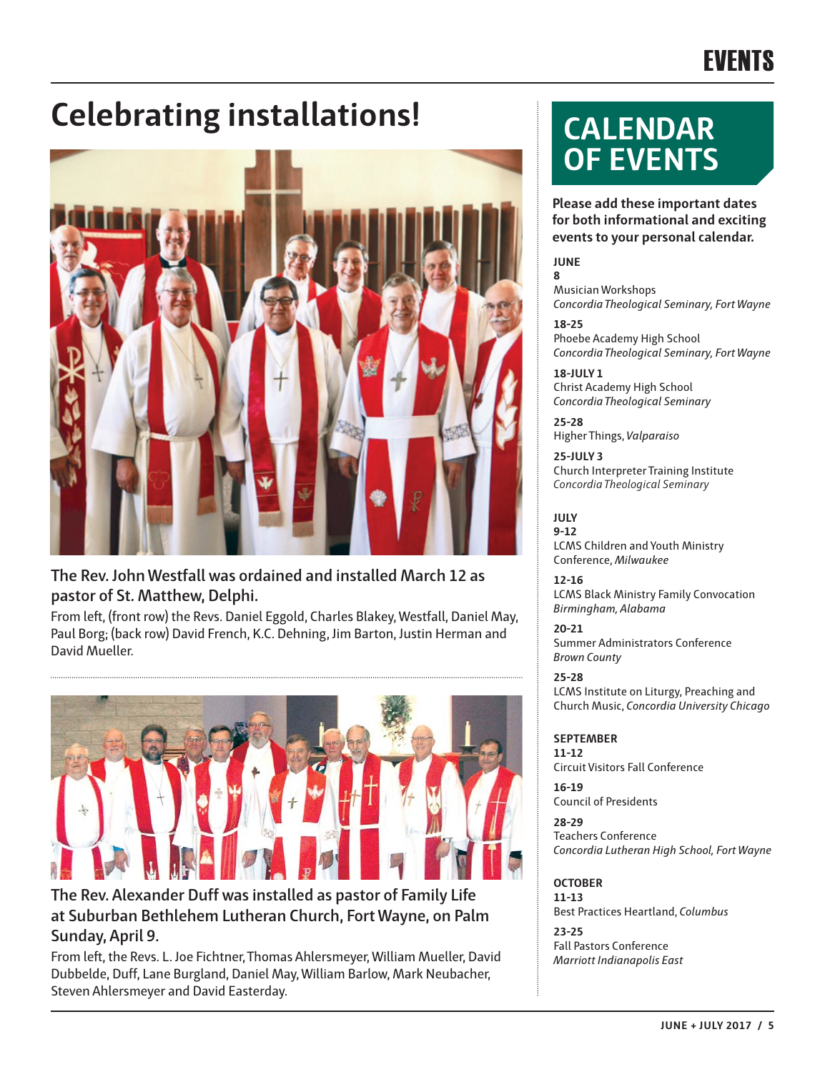# Celebrating installations!

**The Rev. John Westfall was ordained and installed March 12 as pastor of St. Matthew, Delphi.**

From left, (front row) the Revs. Daniel Eggold, Charles Blakey, Westfall, Daniel May, Paul Borg; (back row) David French, K.C. Dehning, Jim Barton, Justin Herman and David Mueller.

**The Rev. Alexander Duff was installed as pastor of Family Life at Suburban Bethlehem Lutheran Church, Fort Wayne, on Palm Sunday, April 9.**

From left, the Revs. L. Joe Fichtner, Thomas Ahlersmeyer, William Mueller, David Dubbelde, Duff, Lane Burgland, Daniel May, William Barlow, Mark Neubacher, Steven Ahlersmeyer and David Easterday.

## CALENDAR OF EVENTS

**Please add these important dates for both informational and exciting events to your personal calendar.**

### JUNE

**8**
Musician Workshops
*Concordia Theological Seminary, Fort Wayne*

**18-25**
Phoebe Academy High School
*Concordia Theological Seminary, Fort Wayne*

**18-JULY 1**
Christ Academy High School
*Concordia Theological Seminary*

**25-28**
Higher Things, *Valparaiso*

**25-JULY 3**
Church Interpreter Training Institute
*Concordia Theological Seminary*

### JULY

**9-12**
LCMS Children and Youth Ministry Conference, *Milwaukee*

**12-16**
LCMS Black Ministry Family Convocation
*Birmingham, Alabama*

**20-21**
Summer Administrators Conference
*Brown County*

**25-28**
LCMS Institute on Liturgy, Preaching and Church Music, *Concordia University Chicago*

### SEPTEMBER

**11-12**
Circuit Visitors Fall Conference

**16-19**
Council of Presidents

**28-29**
Teachers Conference
*Concordia Lutheran High School, Fort Wayne*

### OCTOBER

**11-13**
Best Practices Heartland, *Columbus*

**23-25**
Fall Pastors Conference
*Marriott Indianapolis East*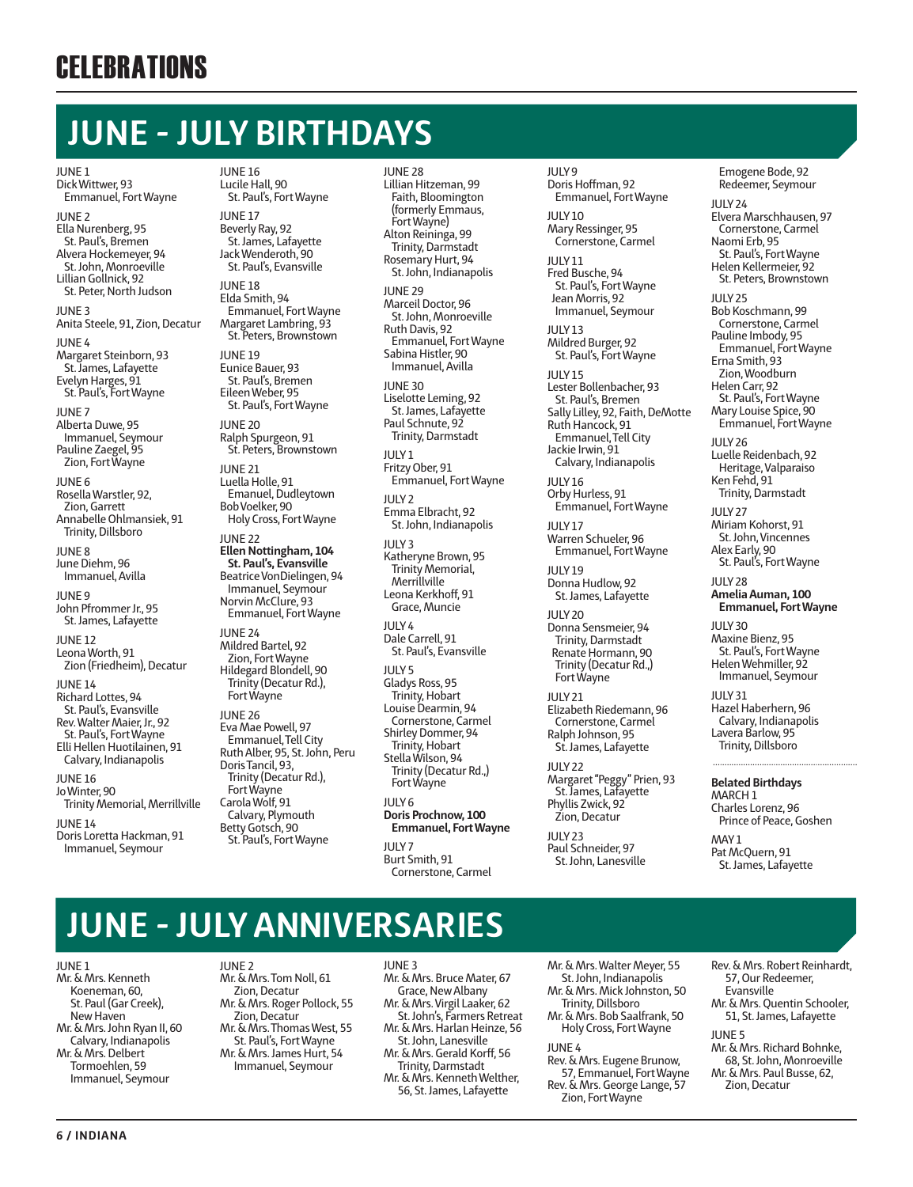# CELEBRATIONS

## JUNE - JULY BIRTHDAYS

JUNE 1
Dick Wittwer, 93
Emmanuel, Fort Wayne

JUNE 2
Ella Nurenberg, 95
St. Paul's, Bremen
Alvera Hockemeyer, 94
St. John, Monroeville
Lillian Gollnick, 92
St. Peter, North Judson

JUNE 3
Anita Steele, 91, Zion, Decatur

JUNE 4
Margaret Steinborn, 93
St. James, Lafayette
Evelyn Harges, 91
St. Paul's, Fort Wayne

JUNE 7
Alberta Duwe, 95
Immanuel, Seymour
Pauline Zaegel, 95
Zion, Fort Wayne

JUNE 6
Rosella Warstler, 92,
Zion, Garrett
Annabelle Ohlmansiek, 91
Trinity, Dillsboro

JUNE 8
June Diehm, 96
Immanuel, Avilla

JUNE 9
John Pfrommer Jr., 95
St. James, Lafayette

JUNE 12
Leona Worth, 91
Zion (Friedheim), Decatur

JUNE 14
Richard Lottes, 94
St. Paul's, Evansville
Rev. Walter Maier, Jr., 92
St. Paul's, Fort Wayne
Elli Hellen Huotilainen, 91
Calvary, Indianapolis

JUNE 16
Jo Winter, 90
Trinity Memorial, Merrillville

JUNE 14
Doris Loretta Hackman, 91
Immanuel, Seymour

JUNE 16
Lucile Hall, 90
St. Paul's, Fort Wayne

JUNE 17
Beverly Ray, 92
St. James, Lafayette
Jack Wenderoth, 90
St. Paul's, Evansville

JUNE 18
Elda Smith, 94
Emmanuel, Fort Wayne
Margaret Lambring, 93
St. Peters, Brownstown

JUNE 19
Eunice Bauer, 93
St. Paul's, Bremen
Eileen Weber, 95
St. Paul's, Fort Wayne

JUNE 20
Ralph Spurgeon, 91
St. Peters, Brownstown

JUNE 21
Luella Holle, 91
Emanuel, Dudleytown
Bob Voelker, 90
Holy Cross, Fort Wayne

JUNE 22
**Ellen Nottingham, 104**
**St. Paul's, Evansville**
Beatrice VonDielingen, 94
Immanuel, Seymour
Norvin McClure, 93
Emmanuel, Fort Wayne

JUNE 24
Mildred Bartel, 92
Zion, Fort Wayne
Hildegard Blondell, 90
Trinity (Decatur Rd.),
Fort Wayne

JUNE 26
Eva Mae Powell, 97
Emmanuel, Tell City
Ruth Alber, 95, St. John, Peru
Doris Tancil, 93,
Trinity (Decatur Rd.),
Fort Wayne
Carola Wolf, 91
Calvary, Plymouth
Betty Gotsch, 90
St. Paul's, Fort Wayne

JUNE 28
Lillian Hitzeman, 99
Faith, Bloomington
(formerly Emmaus,
Fort Wayne)
Alton Reininga, 99
Trinity, Darmstadt
Rosemary Hurt, 94
St. John, Indianapolis

JUNE 29
Marceil Doctor, 96
St. John, Monroeville
Ruth Davis, 92
Emmanuel, Fort Wayne
Sabina Histler, 90
Immanuel, Avilla

JUNE 30
Liselotte Leming, 92
St. James, Lafayette
Paul Schnute, 92
Trinity, Darmstadt

JULY 1
Fritzy Ober, 91
Emmanuel, Fort Wayne

JULY 2
Emma Elbracht, 92
St. John, Indianapolis

JULY 3
Katheryne Brown, 95
Trinity Memorial,
Merrillville
Leona Kerkhoff, 91
Grace, Muncie

JULY 4
Dale Carrell, 91
St. Paul's, Evansville

JULY 5
Gladys Ross, 95
Trinity, Hobart
Louise Dearmin, 94
Cornerstone, Carmel
Shirley Dommer, 94
Trinity, Hobart
Stella Wilson, 94
Trinity (Decatur Rd.,)
Fort Wayne

JULY 6
**Doris Prochnow, 100**
**Emmanuel, Fort Wayne**

JULY 7
Burt Smith, 91
Cornerstone, Carmel

JULY 9
Doris Hoffman, 92
Emmanuel, Fort Wayne

JULY 10
Mary Ressinger, 95
Cornerstone, Carmel

JULY 11
Fred Busche, 94
St. Paul's, Fort Wayne
Jean Morris, 92
Immanuel, Seymour

JULY 13
Mildred Burger, 92
St. Paul's, Fort Wayne

JULY 15
Lester Bollenbacher, 93
St. Paul's, Bremen
Sally Lilley, 92, Faith, DeMotte
Ruth Hancock, 91
Emmanuel, Tell City
Jackie Irwin, 91
Calvary, Indianapolis

JULY 16
Orby Hurless, 91
Emmanuel, Fort Wayne

JULY 17
Warren Schueler, 96
Emmanuel, Fort Wayne

JULY 19
Donna Hudlow, 92
St. James, Lafayette

JULY 20
Donna Sensmeier, 94
Trinity, Darmstadt
Renate Hormann, 90
Trinity (Decatur Rd.,)
Fort Wayne

JULY 21
Elizabeth Riedemann, 96
Cornerstone, Carmel
Ralph Johnson, 95
St. James, Lafayette

JULY 22
Margaret "Peggy" Prien, 93
St. James, Lafayette
Phyllis Zwick, 92
Zion, Decatur

JULY 23
Paul Schneider, 97
St. John, Lanesville
Emogene Bode, 92
Redeemer, Seymour

JULY 24
Elvera Marschhausen, 97
Cornerstone, Carmel
Naomi Erb, 95
St. Paul's, Fort Wayne
Helen Kellermeier, 92
St. Peters, Brownstown

JULY 25
Bob Koschmann, 99
Cornerstone, Carmel
Pauline Imbody, 95
Emmanuel, Fort Wayne
Erna Smith, 93
Zion, Woodburn
Helen Carr, 92
St. Paul's, Fort Wayne
Mary Louise Spice, 90
Emmanuel, Fort Wayne

JULY 26
Luelle Reidenbach, 92
Heritage, Valparaiso
Ken Fehd, 91
Trinity, Darmstadt

JULY 27
Miriam Kohorst, 91
St. John, Vincennes
Alex Early, 90
St. Paul's, Fort Wayne

JULY 28
**Amelia Auman, 100**
**Emmanuel, Fort Wayne**

JULY 30
Maxine Bienz, 95
St. Paul's, Fort Wayne
Helen Wehmiller, 92
Immanuel, Seymour

JULY 31
Hazel Haberhern, 96
Calvary, Indianapolis
Lavera Barlow, 95
Trinity, Dillsboro

**Belated Birthdays**
MARCH 1
Charles Lorenz, 96
Prince of Peace, Goshen

MAY 1
Pat McQuern, 91
St. James, Lafayette

## JUNE - JULY ANNIVERSARIES

JUNE 1
Mr. & Mrs. Kenneth Koeneman, 60,
St. Paul (Gar Creek),
New Haven
Mr. & Mrs. John Ryan II, 60
Calvary, Indianapolis
Mr. & Mrs. Delbert Tormoehlen, 59
Immanuel, Seymour

JUNE 2
Mr. & Mrs. Tom Noll, 61
Zion, Decatur
Mr. & Mrs. Roger Pollock, 55
Zion, Decatur
Mr. & Mrs. Thomas West, 55
St. Paul's, Fort Wayne
Mr. & Mrs. James Hurt, 54
Immanuel, Seymour

JUNE 3
Mr. & Mrs. Bruce Mater, 67
Grace, New Albany
Mr. & Mrs. Virgil Laaker, 62
St. John's, Farmers Retreat
Mr. & Mrs. Harlan Heinze, 56
St. John, Lanesville
Mr. & Mrs. Gerald Korff, 56
Trinity, Darmstadt
Mr. & Mrs. Kenneth Welther,
56, St. James, Lafayette
Mr. & Mrs. Walter Meyer, 55
St. John, Indianapolis
Mr. & Mrs. Mick Johnston, 50
Trinity, Dillsboro
Mr. & Mrs. Bob Saalfrank, 50
Holy Cross, Fort Wayne

JUNE 4
Rev. & Mrs. Eugene Brunow,
57, Emmanuel, Fort Wayne
Rev. & Mrs. George Lange, 57
Zion, Fort Wayne
Rev. & Mrs. Robert Reinhardt,
57, Our Redeemer,
Evansville
Mr. & Mrs. Quentin Schooler,
51, St. James, Lafayette

JUNE 5
Mr. & Mrs. Richard Bohnke,
68, St. John, Monroeville
Mr. & Mrs. Paul Busse, 62,
Zion, Decatur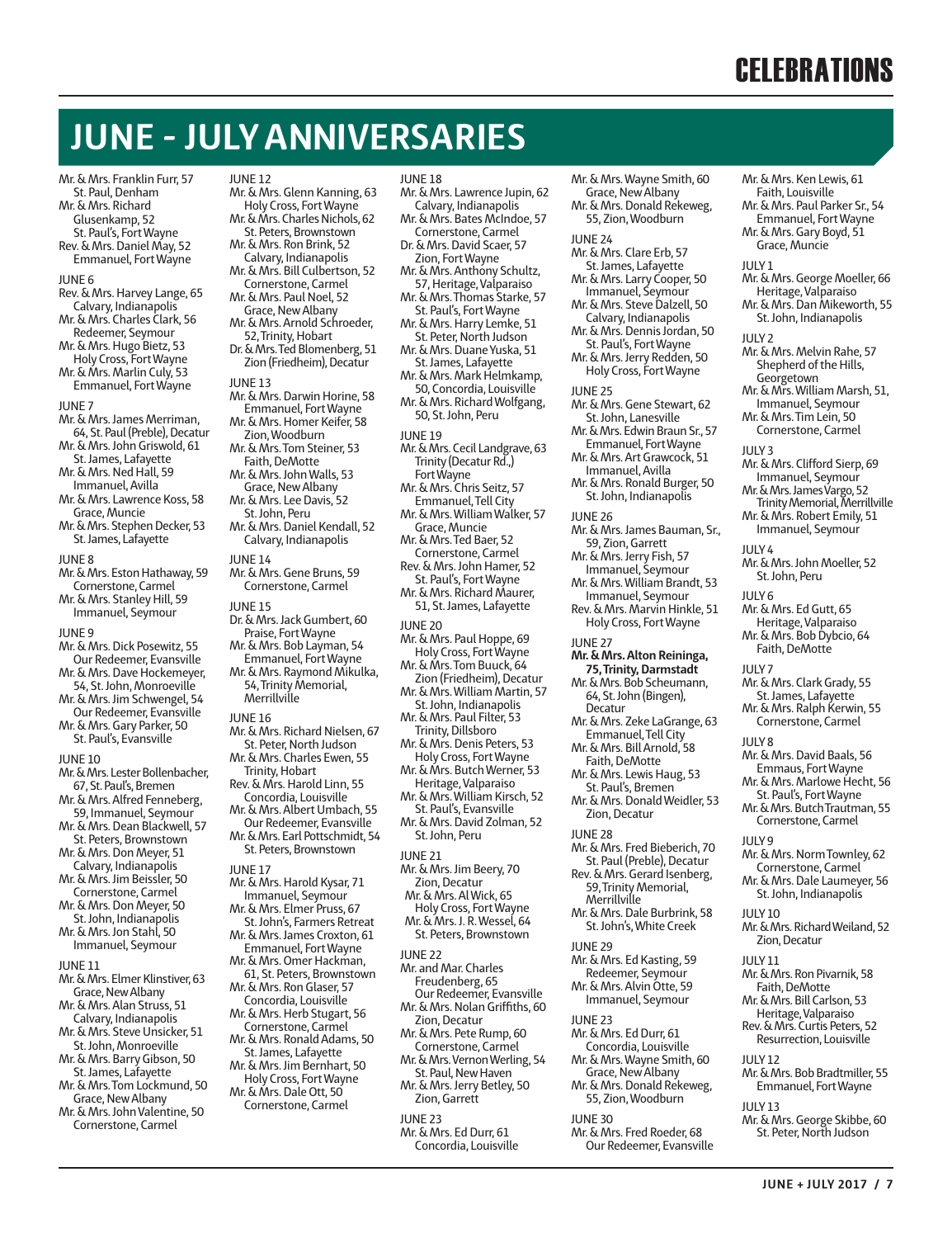# JUNE - JULY ANNIVERSARIES

Mr. & Mrs. Franklin Furr, 57
St. Paul, Denham
Mr. & Mrs. Richard Glusenkamp, 52
St. Paul's, Fort Wayne
Rev. & Mrs. Daniel May, 52
Emmanuel, Fort Wayne

JUNE 6

Rev. & Mrs. Harvey Lange, 65
Calvary, Indianapolis
Mr. & Mrs. Charles Clark, 56
Redeemer, Seymour
Mr. & Mrs. Hugo Bietz, 53
Holy Cross, Fort Wayne
Mr. & Mrs. Marlin Culy, 53
Emmanuel, Fort Wayne

JUNE 7

Mr. & Mrs. James Merriman, 64, St. Paul (Preble), Decatur
Mr. & Mrs. John Griswold, 61
St. James, Lafayette
Mr. & Mrs. Ned Hall, 59
Immanuel, Avilla
Mr. & Mrs. Lawrence Koss, 58
Grace, Muncie
Mr. & Mrs. Stephen Decker, 53
St. James, Lafayette

JUNE 8

Mr. & Mrs. Eston Hathaway, 59
Cornerstone, Carmel
Mr. & Mrs. Stanley Hill, 59
Immanuel, Seymour

JUNE 9

Mr. & Mrs. Dick Posewitz, 55
Our Redeemer, Evansville
Mr. & Mrs. Dave Hockemeyer, 54, St. John, Monroeville
Mr. & Mrs. Jim Schwengel, 54
Our Redeemer, Evansville
Mr. & Mrs. Gary Parker, 50
St. Paul's, Evansville

JUNE 10

Mr. & Mrs. Lester Bollenbacher, 67, St. Paul's, Bremen
Mr. & Mrs. Alfred Fenneberg, 59, Immanuel, Seymour
Mr. & Mrs. Dean Blackwell, 57
St. Peters, Brownstown
Mr. & Mrs. Don Meyer, 51
Calvary, Indianapolis
Mr. & Mrs. Jim Beissler, 50
Cornerstone, Carmel
Mr. & Mrs. Don Meyer, 50
St. John, Indianapolis
Mr. & Mrs. Jon Stahl, 50
Immanuel, Seymour

JUNE 11

Mr. & Mrs. Elmer Klinstiver, 63
Grace, New Albany
Mr. & Mrs. Alan Struss, 51
Calvary, Indianapolis
Mr. & Mrs. Steve Unsicker, 51
St. John, Monroeville
Mr. & Mrs. Barry Gibson, 50
St. James, Lafayette
Mr. & Mrs. Tom Lockmund, 50
Grace, New Albany
Mr. & Mrs. John Valentine, 50
Cornerstone, Carmel

JUNE 12

Mr. & Mrs. Glenn Kanning, 63
Holy Cross, Fort Wayne
Mr. & Mrs. Charles Nichols, 62
St. Peters, Brownstown
Mr. & Mrs. Ron Brink, 52
Calvary, Indianapolis
Mr. & Mrs. Bill Culbertson, 52
Cornerstone, Carmel
Mr. & Mrs. Paul Noel, 52
Grace, New Albany
Mr. & Mrs. Arnold Schroeder, 52, Trinity, Hobart
Dr. & Mrs. Ted Blomenberg, 51
Zion (Friedheim), Decatur

JUNE 13

Mr. & Mrs. Darwin Horine, 58
Emmanuel, Fort Wayne
Mr. & Mrs. Homer Keifer, 58
Zion, Woodburn
Mr. & Mrs. Tom Steiner, 53
Faith, DeMotte
Mr. & Mrs. John Walls, 53
Grace, New Albany
Mr. & Mrs. Lee Davis, 52
St. John, Peru
Mr. & Mrs. Daniel Kendall, 52
Calvary, Indianapolis

JUNE 14

Mr. & Mrs. Gene Bruns, 59
Cornerstone, Carmel

JUNE 15

Dr. & Mrs. Jack Gumbert, 60
Praise, Fort Wayne
Mr. & Mrs. Bob Layman, 54
Emmanuel, Fort Wayne
Mr. & Mrs. Raymond Mikulka, 54, Trinity Memorial, Merrillville

JUNE 16

Mr. & Mrs. Richard Nielsen, 67
St. Peter, North Judson
Mr. & Mrs. Charles Ewen, 55
Trinity, Hobart
Rev. & Mrs. Harold Linn, 55
Concordia, Louisville
Mr. & Mrs. Albert Umbach, 55
Our Redeemer, Evansville
Mr. & Mrs. Earl Pottschmidt, 54
St. Peters, Brownstown

JUNE 17

Mr. & Mrs. Harold Kysar, 71
Immanuel, Seymour
Mr. & Mrs. Elmer Pruss, 67
St. John's, Farmers Retreat
Mr. & Mrs. James Croxton, 61
Emmanuel, Fort Wayne
Mr. & Mrs. Omer Hackman, 61, St. Peters, Brownstown
Mr. & Mrs. Ron Glaser, 57
Concordia, Louisville
Mr. & Mrs. Herb Stugart, 56
Cornerstone, Carmel
Mr. & Mrs. Ronald Adams, 50
St. James, Lafayette
Mr. & Mrs. Jim Bernhart, 50
Holy Cross, Fort Wayne
Mr. & Mrs. Dale Ott, 50
Cornerstone, Carmel

JUNE 18

Mr. & Mrs. Lawrence Jupin, 62
Calvary, Indianapolis
Mr. & Mrs. Bates McIndoe, 57
Cornerstone, Carmel
Dr. & Mrs. David Scaer, 57
Zion, Fort Wayne
Mr. & Mrs. Anthony Schultz, 57, Heritage, Valparaiso
Mr. & Mrs. Thomas Starke, 57
St. Paul's, Fort Wayne
Mr. & Mrs. Harry Lemke, 51
St. Peter, North Judson
Mr. & Mrs. Duane Yuska, 51
St. James, Lafayette
Mr. & Mrs. Mark Helmkamp, 50, Concordia, Louisville
Mr. & Mrs. Richard Wolfgang, 50, St. John, Peru

JUNE 19

Mr. & Mrs. Cecil Landgrave, 63
Trinity (Decatur Rd.,) Fort Wayne
Mr. & Mrs. Chris Seitz, 57
Emmanuel, Tell City
Mr. & Mrs. William Walker, 57
Grace, Muncie
Mr. & Mrs. Ted Baer, 52
Cornerstone, Carmel
Rev. & Mrs. John Hamer, 52
St. Paul's, Fort Wayne
Mr. & Mrs. Richard Maurer, 51, St. James, Lafayette

JUNE 20

Mr. & Mrs. Paul Hoppe, 69
Holy Cross, Fort Wayne
Mr. & Mrs. Tom Buuck, 64
Zion (Friedheim), Decatur
Mr. & Mrs. William Martin, 57
St. John, Indianapolis
Mr. & Mrs. Paul Filter, 53
Trinity, Dillsboro
Mr. & Mrs. Denis Peters, 53
Holy Cross, Fort Wayne
Mr. & Mrs. Butch Werner, 53
Heritage, Valparaiso
Mr. & Mrs. William Kirsch, 52
St. Paul's, Evansville
Mr. & Mrs. David Zolman, 52
St. John, Peru

JUNE 21

Mr. & Mrs. Jim Beery, 70
Zion, Decatur
Mr. & Mrs. Al Wick, 65
Holy Cross, Fort Wayne
Mr. & Mrs. J. R. Wessel, 64
St. Peters, Brownstown

JUNE 22

Mr. and Mar. Charles Freudenberg, 65
Our Redeemer, Evansville
Mr. & Mrs. Nolan Griffiths, 60
Zion, Decatur
Mr. & Mrs. Pete Rump, 60
Cornerstone, Carmel
Mr. & Mrs. Vernon Werling, 54
St. Paul, New Haven
Mr. & Mrs. Jerry Betley, 50
Zion, Garrett

JUNE 23

Mr. & Mrs. Ed Durr, 61
Concordia, Louisville
Mr. & Mrs. Wayne Smith, 60
Grace, New Albany
Mr. & Mrs. Donald Rekeweg, 55, Zion, Woodburn

JUNE 24

Mr. & Mrs. Clare Erb, 57
St. James, Lafayette
Mr. & Mrs. Larry Cooper, 50
Immanuel, Seymour
Mr. & Mrs. Steve Dalzell, 50
Calvary, Indianapolis
Mr. & Mrs. Dennis Jordan, 50
St. Paul's, Fort Wayne
Mr. & Mrs. Jerry Redden, 50
Holy Cross, Fort Wayne

JUNE 25

Mr. & Mrs. Gene Stewart, 62
St. John, Lanesville
Mr. & Mrs. Edwin Braun Sr., 57
Emmanuel, Fort Wayne
Mr. & Mrs. Art Grawcock, 51
Immanuel, Avilla
Mr. & Mrs. Ronald Burger, 50
St. John, Indianapolis

JUNE 26

Mr. & Mrs. James Bauman, Sr., 59, Zion, Garrett
Mr. & Mrs. Jerry Fish, 57
Immanuel, Seymour
Mr. & Mrs. William Brandt, 53
Immanuel, Seymour
Rev. & Mrs. Marvin Hinkle, 51
Holy Cross, Fort Wayne

JUNE 27

**Mr. & Mrs. Alton Reininga, 75, Trinity, Darmstadt**
Mr. & Mrs. Bob Scheumann, 64, St. John (Bingen), Decatur
Mr. & Mrs. Zeke LaGrange, 63
Emmanuel, Tell City
Mr. & Mrs. Bill Arnold, 58
Faith, DeMotte
Mr. & Mrs. Lewis Haug, 53
St. Paul's, Bremen
Mr. & Mrs. Donald Weidler, 53
Zion, Decatur

JUNE 28

Mr. & Mrs. Fred Bieberich, 70
St. Paul (Preble), Decatur
Rev. & Mrs. Gerard Isenberg, 59, Trinity Memorial, Merrillville
Mr. & Mrs. Dale Burbrink, 58
St. John's, White Creek

JUNE 29

Mr. & Mrs. Ed Kasting, 59
Redeemer, Seymour
Mr. & Mrs. Alvin Otte, 59
Immanuel, Seymour

JUNE 23

Mr. & Mrs. Ed Durr, 61
Concordia, Louisville
Mr. & Mrs. Wayne Smith, 60
Grace, New Albany
Mr. & Mrs. Donald Rekeweg, 55, Zion, Woodburn

JUNE 30

Mr. & Mrs. Fred Roeder, 68
Our Redeemer, Evansville
Mr. & Mrs. Ken Lewis, 61
Faith, Louisville
Mr. & Mrs. Paul Parker Sr., 54
Emmanuel, Fort Wayne
Mr. & Mrs. Gary Boyd, 51
Grace, Muncie

JULY 1

Mr. & Mrs. George Moeller, 66
Heritage, Valparaiso
Mr. & Mrs. Dan Mikeworth, 55
St. John, Indianapolis

JULY 2

Mr. & Mrs. Melvin Rahe, 57
Shepherd of the Hills, Georgetown
Mr. & Mrs. William Marsh, 51, Immanuel, Seymour
Mr. & Mrs. Tim Lein, 50
Cornerstone, Carmel

JULY 3

Mr. & Mrs. Clifford Sierp, 69
Immanuel, Seymour
Mr. & Mrs. James Vargo, 52
Trinity Memorial, Merrillville
Mr. & Mrs. Robert Emily, 51
Immanuel, Seymour

JULY 4

Mr. & Mrs. John Moeller, 52
St. John, Peru

JULY 6

Mr. & Mrs. Ed Gutt, 65
Heritage, Valparaiso
Mr. & Mrs. Bob Dybcio, 64
Faith, DeMotte

JULY 7

Mr. & Mrs. Clark Grady, 55
St. James, Lafayette
Mr. & Mrs. Ralph Kerwin, 55
Cornerstone, Carmel

JULY 8

Mr. & Mrs. David Baals, 56
Emmaus, Fort Wayne
Mr. & Mrs. Marlowe Hecht, 56
St. Paul's, Fort Wayne
Mr. & Mrs. Butch Trautman, 55
Cornerstone, Carmel

JULY 9

Mr. & Mrs. Norm Townley, 62
Cornerstone, Carmel
Mr. & Mrs. Dale Laumeyer, 56
St. John, Indianapolis

JULY 10

Mr. & Mrs. Richard Weiland, 52
Zion, Decatur

JULY 11

Mr. & Mrs. Ron Pivarnik, 58
Faith, DeMotte
Mr. & Mrs. Bill Carlson, 53
Heritage, Valparaiso
Rev. & Mrs. Curtis Peters, 52
Resurrection, Louisville

JULY 12

Mr. & Mrs. Bob Bradtmiller, 55
Emmanuel, Fort Wayne

JULY 13

Mr. & Mrs. George Skibbe, 60
St. Peter, North Judson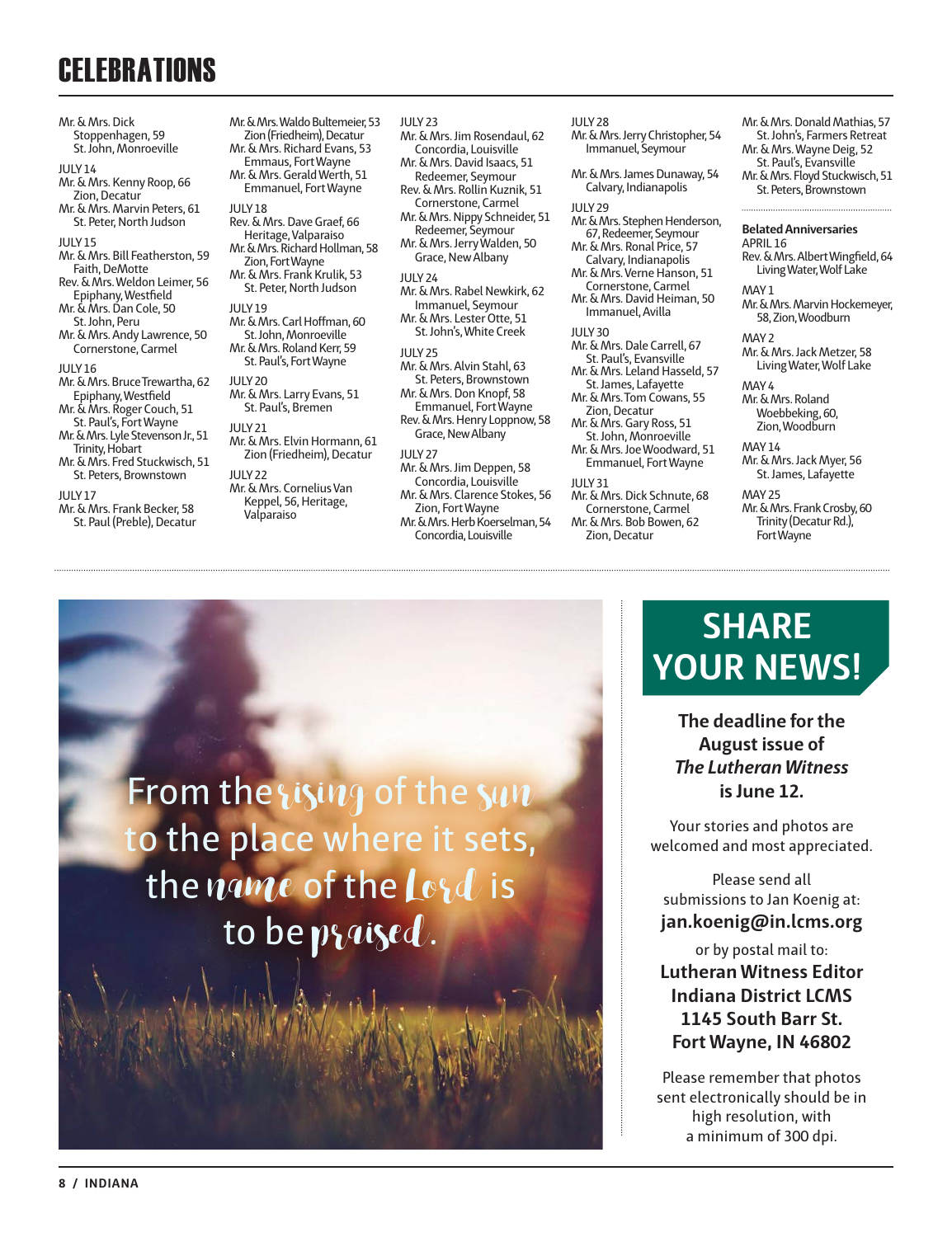# CELEBRATIONS

Mr. & Mrs. Dick Stoppenhagen, 59
St. John, Monroeville

JULY 14

Mr. & Mrs. Kenny Roop, 66
Zion, Decatur

Mr. & Mrs. Marvin Peters, 61
St. Peter, North Judson

JULY 15

Mr. & Mrs. Bill Featherston, 59
Faith, DeMotte

Rev. & Mrs. Weldon Leimer, 56
Epiphany, Westfield

Mr. & Mrs. Dan Cole, 50
St. John, Peru

Mr. & Mrs. Andy Lawrence, 50
Cornerstone, Carmel

JULY 16

Mr. & Mrs. Bruce Trewartha, 62
Epiphany, Westfield

Mr. & Mrs. Roger Couch, 51
St. Paul's, Fort Wayne

Mr. & Mrs. Lyle Stevenson Jr., 51
Trinity, Hobart

Mr. & Mrs. Fred Stuckwisch, 51
St. Peters, Brownstown

JULY 17

Mr. & Mrs. Frank Becker, 58
St. Paul (Preble), Decatur

Mr. & Mrs. Waldo Bultemeier, 53
Zion (Friedheim), Decatur

Mr. & Mrs. Richard Evans, 53
Emmaus, Fort Wayne

Mr. & Mrs. Gerald Werth, 51
Emmanuel, Fort Wayne

JULY 18

Rev. & Mrs. Dave Graef, 66
Heritage, Valparaiso

Mr. & Mrs. Richard Hollman, 58
Zion, Fort Wayne

Mr. & Mrs. Frank Krulik, 53
St. Peter, North Judson

JULY 19

Mr. & Mrs. Carl Hoffman, 60
St. John, Monroeville

Mr. & Mrs. Roland Kerr, 59
St. Paul's, Fort Wayne

JULY 20

Mr. & Mrs. Larry Evans, 51
St. Paul's, Bremen

JULY 21

Mr. & Mrs. Elvin Hormann, 61
Zion (Friedheim), Decatur

JULY 22

Mr. & Mrs. Cornelius Van Keppel, 56, Heritage, Valparaiso

JULY 23

Mr. & Mrs. Jim Rosendaul, 62
Concordia, Louisville

Mr. & Mrs. David Isaacs, 51
Redeemer, Seymour

Rev. & Mrs. Rollin Kuznik, 51
Cornerstone, Carmel

Mr. & Mrs. Nippy Schneider, 51
Redeemer, Seymour

Mr. & Mrs. Jerry Walden, 50
Grace, New Albany

JULY 24

Mr. & Mrs. Rabel Newkirk, 62
Immanuel, Seymour

Mr. & Mrs. Lester Otte, 51
St. John's, White Creek

JULY 25

Mr. & Mrs. Alvin Stahl, 63
St. Peters, Brownstown

Mr. & Mrs. Don Knopf, 58
Emmanuel, Fort Wayne

Rev. & Mrs. Henry Loppnow, 58
Grace, New Albany

JULY 27

Mr. & Mrs. Jim Deppen, 58
Concordia, Louisville

Mr. & Mrs. Clarence Stokes, 56
Zion, Fort Wayne

Mr. & Mrs. Herb Koerselman, 54
Concordia, Louisville

JULY 28

Mr. & Mrs. Jerry Christopher, 54
Immanuel, Seymour

Mr. & Mrs. James Dunaway, 54
Calvary, Indianapolis

JULY 29

Mr. & Mrs. Stephen Henderson, 67, Redeemer, Seymour

Mr. & Mrs. Ronal Price, 57
Calvary, Indianapolis

Mr. & Mrs. Verne Hanson, 51
Cornerstone, Carmel

Mr. & Mrs. David Heiman, 50
Immanuel, Avilla

JULY 30

Mr. & Mrs. Dale Carrell, 67
St. Paul's, Evansville

Mr. & Mrs. Leland Hasseld, 57
St. James, Lafayette

Mr. & Mrs. Tom Cowans, 55
Zion, Decatur

Mr. & Mrs. Gary Ross, 51
St. John, Monroeville

Mr. & Mrs. Joe Woodward, 51
Emmanuel, Fort Wayne

JULY 31

Mr. & Mrs. Dick Schnute, 68
Cornerstone, Carmel

Mr. & Mrs. Bob Bowen, 62
Zion, Decatur

Mr. & Mrs. Donald Mathias, 57
St. John's, Farmers Retreat

Mr. & Mrs. Wayne Deig, 52
St. Paul's, Evansville

Mr. & Mrs. Floyd Stuckwisch, 51
St. Peters, Brownstown

**Belated Anniversaries**

APRIL 16

Rev. & Mrs. Albert Wingfield, 64
Living Water, Wolf Lake

MAY 1

Mr. & Mrs. Marvin Hockemeyer, 58, Zion, Woodburn

MAY 2

Mr. & Mrs. Jack Metzer, 58
Living Water, Wolf Lake

MAY 4

Mr. & Mrs. Roland Woebbeking, 60, Zion, Woodburn

MAY 14

Mr. & Mrs. Jack Myer, 56
St. James, Lafayette

MAY 25

Mr. & Mrs. Frank Crosby, 60
Trinity (Decatur Rd.), Fort Wayne

From the rising of the sun to the place where it sets, the name of the Lord is to be praised.

## SHARE YOUR NEWS!

**The deadline for the August issue of *The Lutheran Witness* is June 12.**

Your stories and photos are welcomed and most appreciated.

Please send all submissions to Jan Koenig at:
**jan.koenig@in.lcms.org**

or by postal mail to:
**Lutheran Witness Editor**
**Indiana District LCMS**
**1145 South Barr St.**
**Fort Wayne, IN 46802**

Please remember that photos sent electronically should be in high resolution, with a minimum of 300 dpi.